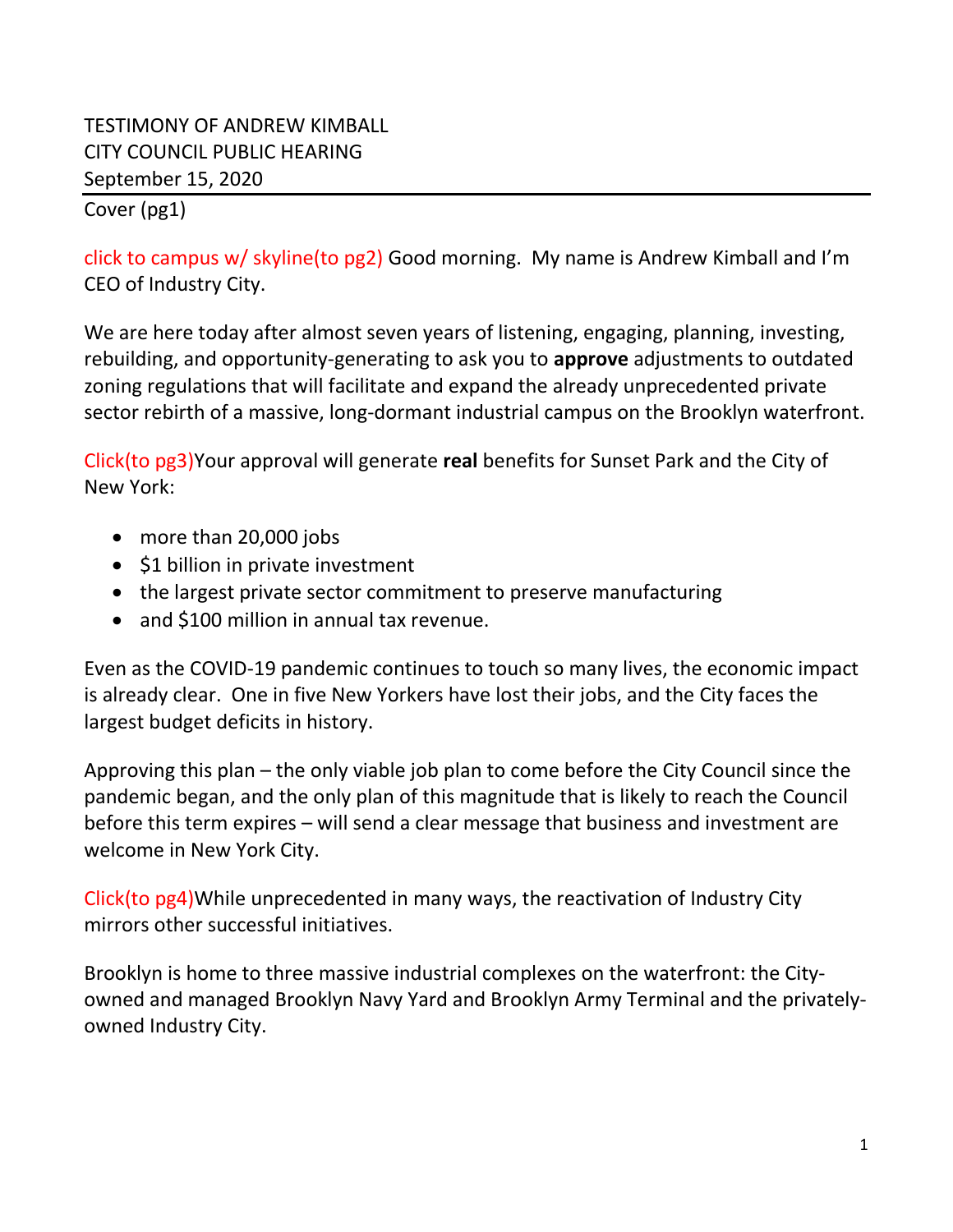TESTIMONY OF ANDREW KIMBALL
CITY COUNCIL PUBLIC HEARING
September 15, 2020

---

Cover (pg1)

click to campus w/ skyline(to pg2) Good morning. My name is Andrew Kimball and I'm CEO of Industry City.

We are here today after almost seven years of listening, engaging, planning, investing, rebuilding, and opportunity-generating to ask you to **approve** adjustments to outdated zoning regulations that will facilitate and expand the already unprecedented private sector rebirth of a massive, long-dormant industrial campus on the Brooklyn waterfront.

Click(to pg3)Your approval will generate **real** benefits for Sunset Park and the City of New York:

- more than 20,000 jobs
- $1 billion in private investment
- the largest private sector commitment to preserve manufacturing
- and $100 million in annual tax revenue.

Even as the COVID-19 pandemic continues to touch so many lives, the economic impact is already clear. One in five New Yorkers have lost their jobs, and the City faces the largest budget deficits in history.

Approving this plan – the only viable job plan to come before the City Council since the pandemic began, and the only plan of this magnitude that is likely to reach the Council before this term expires – will send a clear message that business and investment are welcome in New York City.

Click(to pg4)While unprecedented in many ways, the reactivation of Industry City mirrors other successful initiatives.

Brooklyn is home to three massive industrial complexes on the waterfront: the City-owned and managed Brooklyn Navy Yard and Brooklyn Army Terminal and the privately-owned Industry City.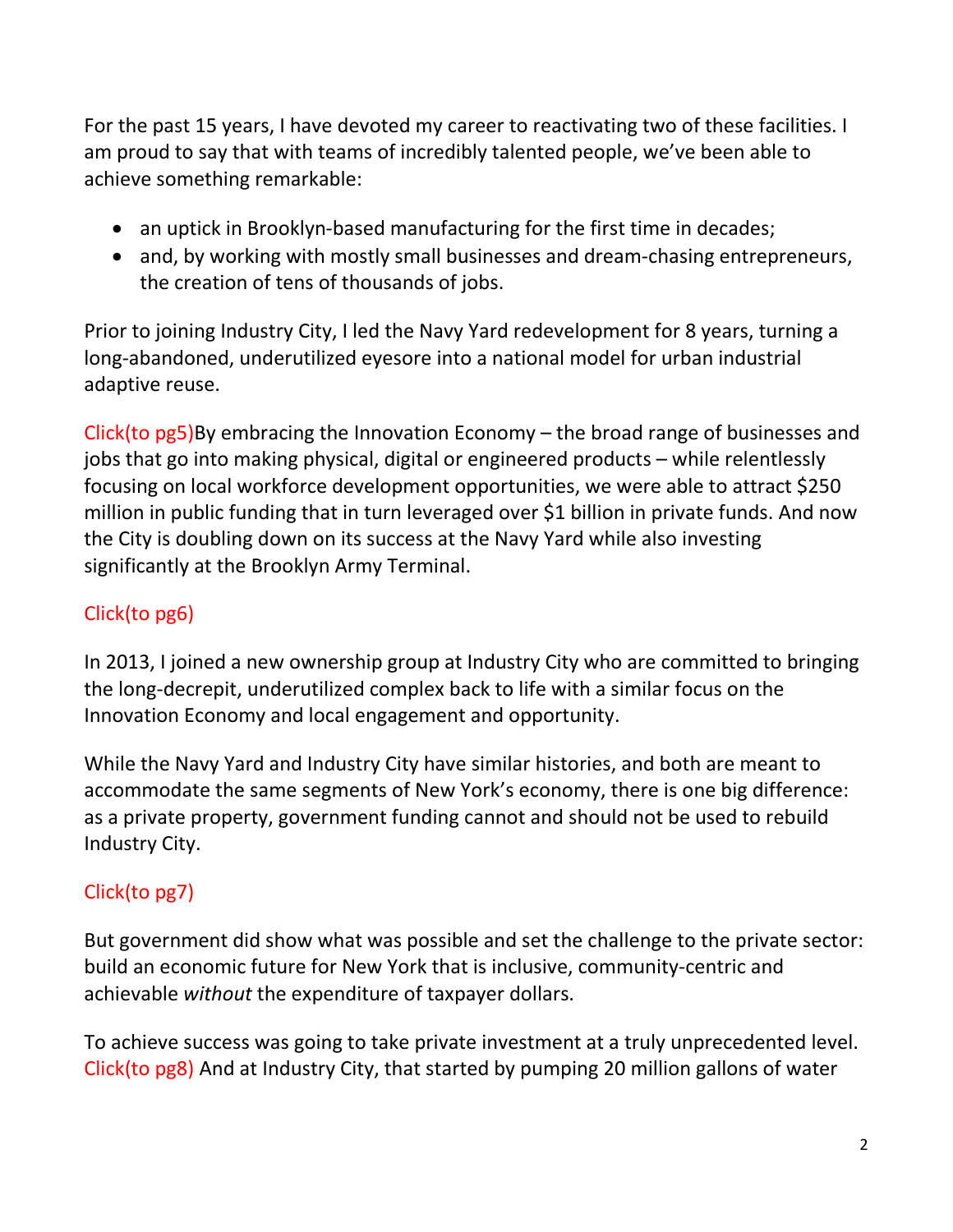For the past 15 years, I have devoted my career to reactivating two of these facilities. I am proud to say that with teams of incredibly talented people, we've been able to achieve something remarkable:

- an uptick in Brooklyn-based manufacturing for the first time in decades;
- and, by working with mostly small businesses and dream-chasing entrepreneurs, the creation of tens of thousands of jobs.

Prior to joining Industry City, I led the Navy Yard redevelopment for 8 years, turning a long-abandoned, underutilized eyesore into a national model for urban industrial adaptive reuse.

Click(to pg5)By embracing the Innovation Economy – the broad range of businesses and jobs that go into making physical, digital or engineered products – while relentlessly focusing on local workforce development opportunities, we were able to attract $250 million in public funding that in turn leveraged over $1 billion in private funds. And now the City is doubling down on its success at the Navy Yard while also investing significantly at the Brooklyn Army Terminal.

Click(to pg6)

In 2013, I joined a new ownership group at Industry City who are committed to bringing the long-decrepit, underutilized complex back to life with a similar focus on the Innovation Economy and local engagement and opportunity.

While the Navy Yard and Industry City have similar histories, and both are meant to accommodate the same segments of New York's economy, there is one big difference: as a private property, government funding cannot and should not be used to rebuild Industry City.

Click(to pg7)

But government did show what was possible and set the challenge to the private sector: build an economic future for New York that is inclusive, community-centric and achievable *without* the expenditure of taxpayer dollars.

To achieve success was going to take private investment at a truly unprecedented level. Click(to pg8) And at Industry City, that started by pumping 20 million gallons of water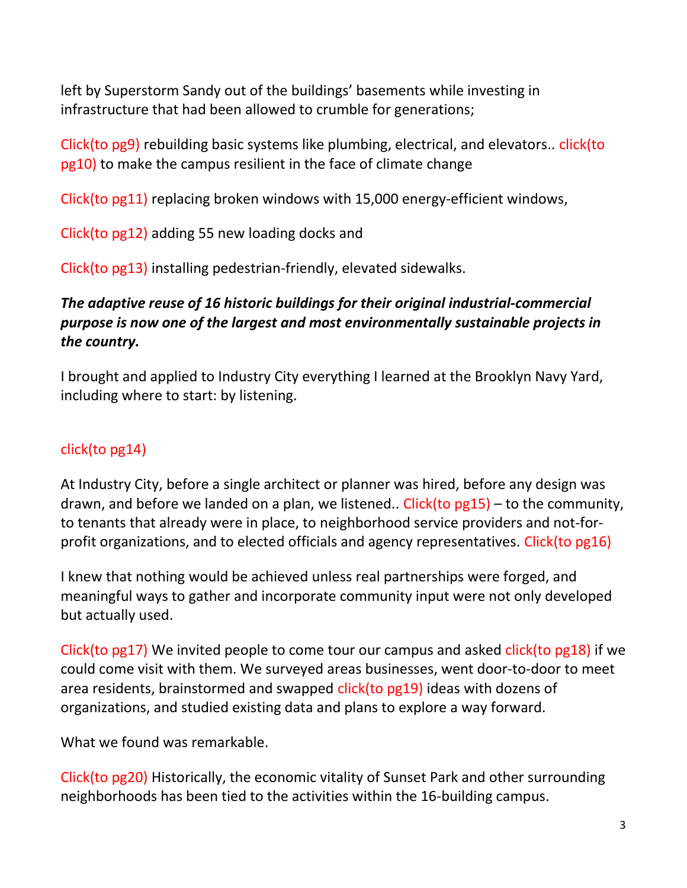left by Superstorm Sandy out of the buildings' basements while investing in infrastructure that had been allowed to crumble for generations;

Click(to pg9) rebuilding basic systems like plumbing, electrical, and elevators.. click(to pg10) to make the campus resilient in the face of climate change

Click(to pg11) replacing broken windows with 15,000 energy-efficient windows,

Click(to pg12) adding 55 new loading docks and

Click(to pg13) installing pedestrian-friendly, elevated sidewalks.

***The adaptive reuse of 16 historic buildings for their original industrial-commercial purpose is now one of the largest and most environmentally sustainable projects in the country.***

I brought and applied to Industry City everything I learned at the Brooklyn Navy Yard, including where to start: by listening.

click(to pg14)

At Industry City, before a single architect or planner was hired, before any design was drawn, and before we landed on a plan, we listened.. Click(to pg15) – to the community, to tenants that already were in place, to neighborhood service providers and not-for-profit organizations, and to elected officials and agency representatives. Click(to pg16)

I knew that nothing would be achieved unless real partnerships were forged, and meaningful ways to gather and incorporate community input were not only developed but actually used.

Click(to pg17) We invited people to come tour our campus and asked click(to pg18) if we could come visit with them. We surveyed areas businesses, went door-to-door to meet area residents, brainstormed and swapped click(to pg19) ideas with dozens of organizations, and studied existing data and plans to explore a way forward.

What we found was remarkable.

Click(to pg20) Historically, the economic vitality of Sunset Park and other surrounding neighborhoods has been tied to the activities within the 16-building campus.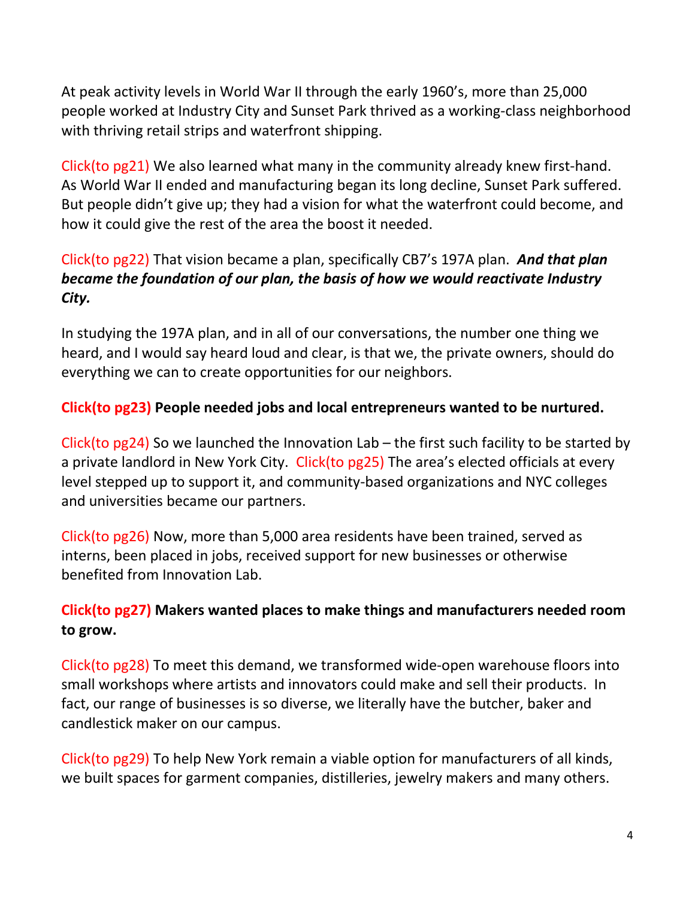At peak activity levels in World War II through the early 1960's, more than 25,000 people worked at Industry City and Sunset Park thrived as a working-class neighborhood with thriving retail strips and waterfront shipping.

Click(to pg21) We also learned what many in the community already knew first-hand. As World War II ended and manufacturing began its long decline, Sunset Park suffered. But people didn't give up; they had a vision for what the waterfront could become, and how it could give the rest of the area the boost it needed.

Click(to pg22) That vision became a plan, specifically CB7's 197A plan. ***And that plan became the foundation of our plan, the basis of how we would reactivate Industry City.***

In studying the 197A plan, and in all of our conversations, the number one thing we heard, and I would say heard loud and clear, is that we, the private owners, should do everything we can to create opportunities for our neighbors.

**Click(to pg23) People needed jobs and local entrepreneurs wanted to be nurtured.**

Click(to pg24) So we launched the Innovation Lab – the first such facility to be started by a private landlord in New York City. Click(to pg25) The area's elected officials at every level stepped up to support it, and community-based organizations and NYC colleges and universities became our partners.

Click(to pg26) Now, more than 5,000 area residents have been trained, served as interns, been placed in jobs, received support for new businesses or otherwise benefited from Innovation Lab.

**Click(to pg27) Makers wanted places to make things and manufacturers needed room to grow.**

Click(to pg28) To meet this demand, we transformed wide-open warehouse floors into small workshops where artists and innovators could make and sell their products. In fact, our range of businesses is so diverse, we literally have the butcher, baker and candlestick maker on our campus.

Click(to pg29) To help New York remain a viable option for manufacturers of all kinds, we built spaces for garment companies, distilleries, jewelry makers and many others.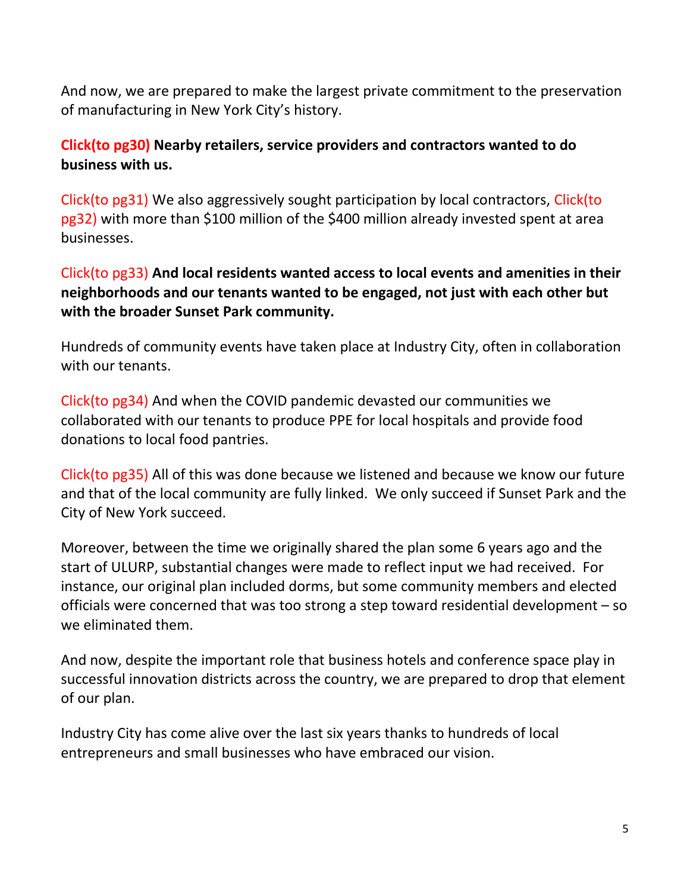And now, we are prepared to make the largest private commitment to the preservation of manufacturing in New York City's history.

**Click(to pg30) Nearby retailers, service providers and contractors wanted to do business with us.**

Click(to pg31) We also aggressively sought participation by local contractors, Click(to pg32) with more than $100 million of the $400 million already invested spent at area businesses.

Click(to pg33) **And local residents wanted access to local events and amenities in their neighborhoods and our tenants wanted to be engaged, not just with each other but with the broader Sunset Park community.**

Hundreds of community events have taken place at Industry City, often in collaboration with our tenants.

Click(to pg34) And when the COVID pandemic devastated our communities we collaborated with our tenants to produce PPE for local hospitals and provide food donations to local food pantries.

Click(to pg35) All of this was done because we listened and because we know our future and that of the local community are fully linked. We only succeed if Sunset Park and the City of New York succeed.

Moreover, between the time we originally shared the plan some 6 years ago and the start of ULURP, substantial changes were made to reflect input we had received. For instance, our original plan included dorms, but some community members and elected officials were concerned that was too strong a step toward residential development – so we eliminated them.

And now, despite the important role that business hotels and conference space play in successful innovation districts across the country, we are prepared to drop that element of our plan.

Industry City has come alive over the last six years thanks to hundreds of local entrepreneurs and small businesses who have embraced our vision.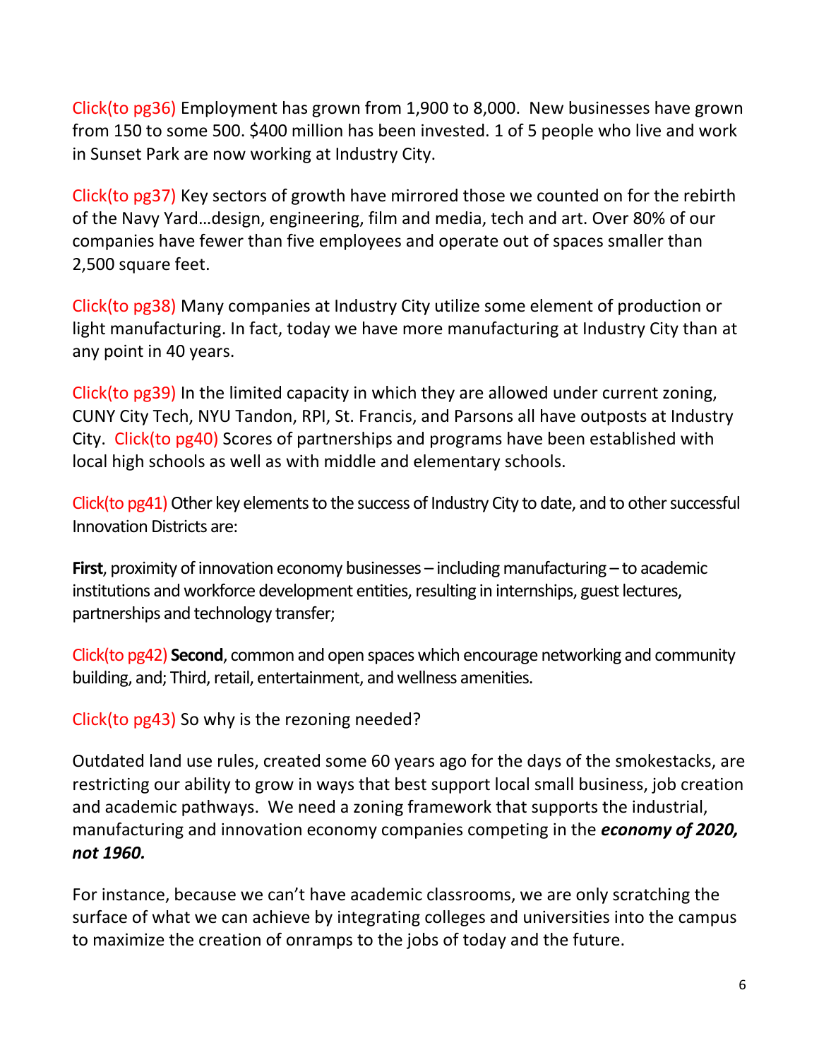Click(to pg36) Employment has grown from 1,900 to 8,000. New businesses have grown from 150 to some 500. $400 million has been invested. 1 of 5 people who live and work in Sunset Park are now working at Industry City.

Click(to pg37) Key sectors of growth have mirrored those we counted on for the rebirth of the Navy Yard…design, engineering, film and media, tech and art. Over 80% of our companies have fewer than five employees and operate out of spaces smaller than 2,500 square feet.

Click(to pg38) Many companies at Industry City utilize some element of production or light manufacturing. In fact, today we have more manufacturing at Industry City than at any point in 40 years.

Click(to pg39) In the limited capacity in which they are allowed under current zoning, CUNY City Tech, NYU Tandon, RPI, St. Francis, and Parsons all have outposts at Industry City. Click(to pg40) Scores of partnerships and programs have been established with local high schools as well as with middle and elementary schools.

Click(to pg41) Other key elements to the success of Industry City to date, and to other successful Innovation Districts are:

**First**, proximity of innovation economy businesses – including manufacturing – to academic institutions and workforce development entities, resulting in internships, guest lectures, partnerships and technology transfer;

Click(to pg42) **Second**, common and open spaces which encourage networking and community building, and; Third, retail, entertainment, and wellness amenities.

Click(to pg43) So why is the rezoning needed?

Outdated land use rules, created some 60 years ago for the days of the smokestacks, are restricting our ability to grow in ways that best support local small business, job creation and academic pathways. We need a zoning framework that supports the industrial, manufacturing and innovation economy companies competing in the ***economy of 2020, not 1960.***

For instance, because we can't have academic classrooms, we are only scratching the surface of what we can achieve by integrating colleges and universities into the campus to maximize the creation of onramps to the jobs of today and the future.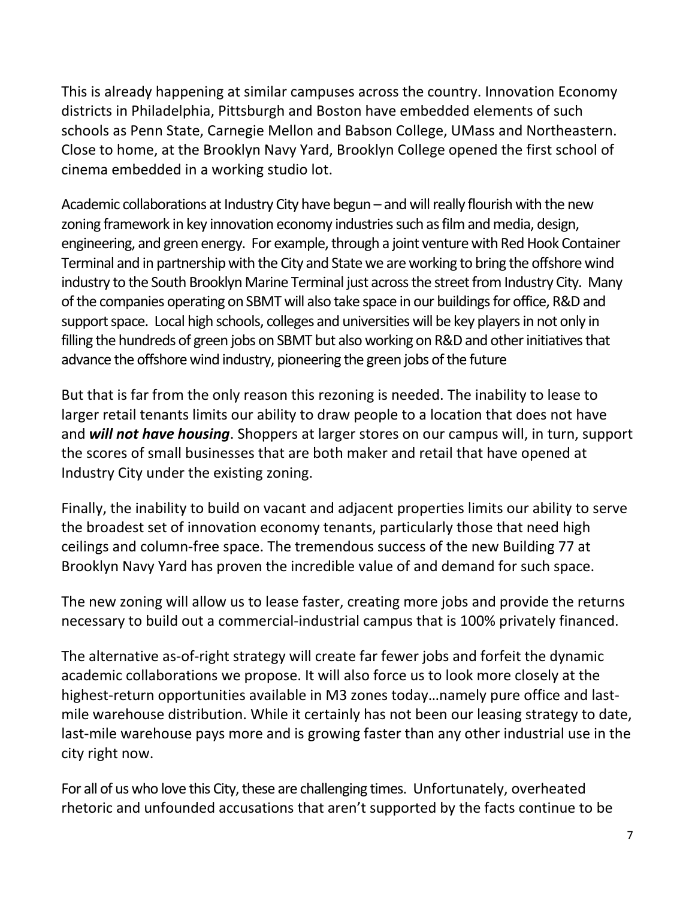This is already happening at similar campuses across the country. Innovation Economy districts in Philadelphia, Pittsburgh and Boston have embedded elements of such schools as Penn State, Carnegie Mellon and Babson College, UMass and Northeastern. Close to home, at the Brooklyn Navy Yard, Brooklyn College opened the first school of cinema embedded in a working studio lot.

Academic collaborations at Industry City have begun – and will really flourish with the new zoning framework in key innovation economy industries such as film and media, design, engineering, and green energy. For example, through a joint venture with Red Hook Container Terminal and in partnership with the City and State we are working to bring the offshore wind industry to the South Brooklyn Marine Terminal just across the street from Industry City. Many of the companies operating on SBMT will also take space in our buildings for office, R&D and support space. Local high schools, colleges and universities will be key players in not only in filling the hundreds of green jobs on SBMT but also working on R&D and other initiatives that advance the offshore wind industry, pioneering the green jobs of the future

But that is far from the only reason this rezoning is needed. The inability to lease to larger retail tenants limits our ability to draw people to a location that does not have and ***will not have housing***. Shoppers at larger stores on our campus will, in turn, support the scores of small businesses that are both maker and retail that have opened at Industry City under the existing zoning.

Finally, the inability to build on vacant and adjacent properties limits our ability to serve the broadest set of innovation economy tenants, particularly those that need high ceilings and column-free space. The tremendous success of the new Building 77 at Brooklyn Navy Yard has proven the incredible value of and demand for such space.

The new zoning will allow us to lease faster, creating more jobs and provide the returns necessary to build out a commercial-industrial campus that is 100% privately financed.

The alternative as-of-right strategy will create far fewer jobs and forfeit the dynamic academic collaborations we propose. It will also force us to look more closely at the highest-return opportunities available in M3 zones today…namely pure office and last-mile warehouse distribution. While it certainly has not been our leasing strategy to date, last-mile warehouse pays more and is growing faster than any other industrial use in the city right now.

For all of us who love this City, these are challenging times. Unfortunately, overheated rhetoric and unfounded accusations that aren't supported by the facts continue to be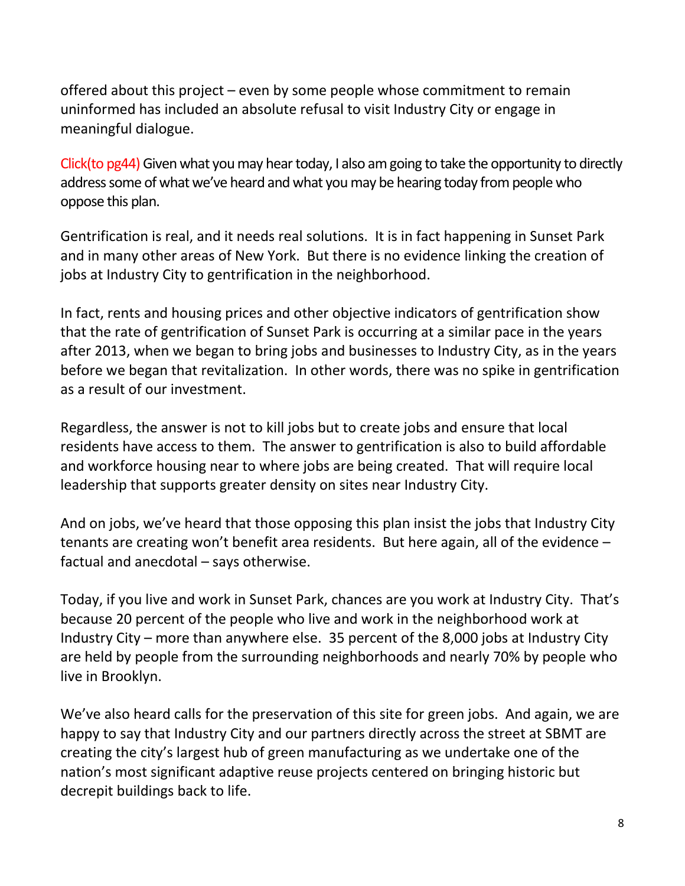offered about this project – even by some people whose commitment to remain uninformed has included an absolute refusal to visit Industry City or engage in meaningful dialogue.

Click(to pg44) Given what you may hear today, I also am going to take the opportunity to directly address some of what we've heard and what you may be hearing today from people who oppose this plan.

Gentrification is real, and it needs real solutions. It is in fact happening in Sunset Park and in many other areas of New York. But there is no evidence linking the creation of jobs at Industry City to gentrification in the neighborhood.

In fact, rents and housing prices and other objective indicators of gentrification show that the rate of gentrification of Sunset Park is occurring at a similar pace in the years after 2013, when we began to bring jobs and businesses to Industry City, as in the years before we began that revitalization. In other words, there was no spike in gentrification as a result of our investment.

Regardless, the answer is not to kill jobs but to create jobs and ensure that local residents have access to them. The answer to gentrification is also to build affordable and workforce housing near to where jobs are being created. That will require local leadership that supports greater density on sites near Industry City.

And on jobs, we've heard that those opposing this plan insist the jobs that Industry City tenants are creating won't benefit area residents. But here again, all of the evidence – factual and anecdotal – says otherwise.

Today, if you live and work in Sunset Park, chances are you work at Industry City. That's because 20 percent of the people who live and work in the neighborhood work at Industry City – more than anywhere else. 35 percent of the 8,000 jobs at Industry City are held by people from the surrounding neighborhoods and nearly 70% by people who live in Brooklyn.

We've also heard calls for the preservation of this site for green jobs. And again, we are happy to say that Industry City and our partners directly across the street at SBMT are creating the city's largest hub of green manufacturing as we undertake one of the nation's most significant adaptive reuse projects centered on bringing historic but decrepit buildings back to life.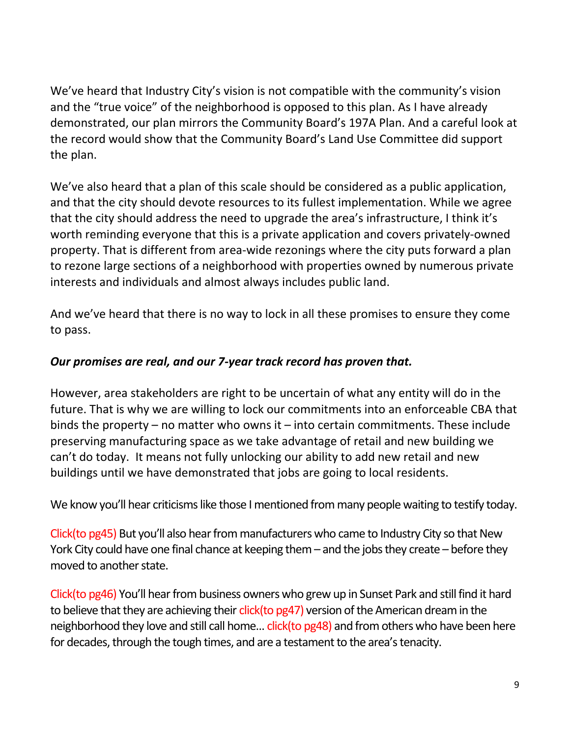We've heard that Industry City's vision is not compatible with the community's vision and the "true voice" of the neighborhood is opposed to this plan. As I have already demonstrated, our plan mirrors the Community Board's 197A Plan. And a careful look at the record would show that the Community Board's Land Use Committee did support the plan.

We've also heard that a plan of this scale should be considered as a public application, and that the city should devote resources to its fullest implementation. While we agree that the city should address the need to upgrade the area's infrastructure, I think it's worth reminding everyone that this is a private application and covers privately-owned property. That is different from area-wide rezonings where the city puts forward a plan to rezone large sections of a neighborhood with properties owned by numerous private interests and individuals and almost always includes public land.

And we've heard that there is no way to lock in all these promises to ensure they come to pass.

***Our promises are real, and our 7-year track record has proven that.***

However, area stakeholders are right to be uncertain of what any entity will do in the future. That is why we are willing to lock our commitments into an enforceable CBA that binds the property – no matter who owns it – into certain commitments. These include preserving manufacturing space as we take advantage of retail and new building we can't do today. It means not fully unlocking our ability to add new retail and new buildings until we have demonstrated that jobs are going to local residents.

We know you'll hear criticisms like those I mentioned from many people waiting to testify today.

Click(to pg45) But you'll also hear from manufacturers who came to Industry City so that New York City could have one final chance at keeping them – and the jobs they create – before they moved to another state.

Click(to pg46) You'll hear from business owners who grew up in Sunset Park and still find it hard to believe that they are achieving their click(to pg47) version of the American dream in the neighborhood they love and still call home… click(to pg48) and from others who have been here for decades, through the tough times, and are a testament to the area's tenacity.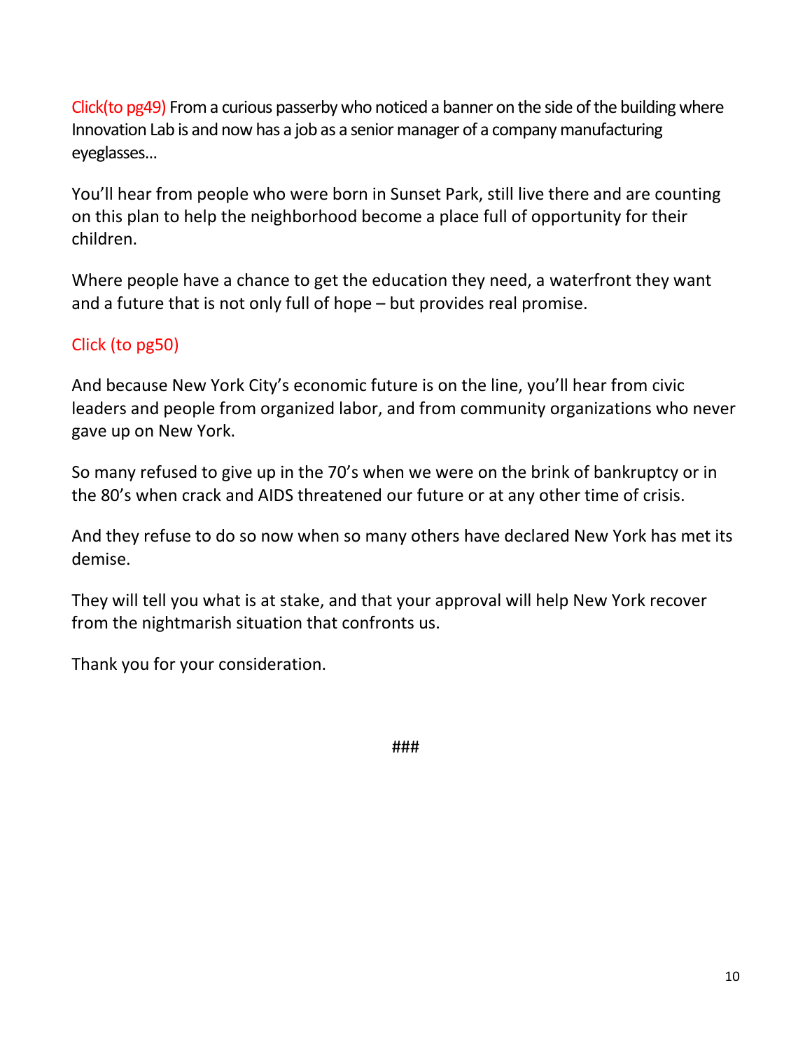Click(to pg49) From a curious passerby who noticed a banner on the side of the building where Innovation Lab is and now has a job as a senior manager of a company manufacturing eyeglasses…

You'll hear from people who were born in Sunset Park, still live there and are counting on this plan to help the neighborhood become a place full of opportunity for their children.

Where people have a chance to get the education they need, a waterfront they want and a future that is not only full of hope – but provides real promise.

Click (to pg50)

And because New York City's economic future is on the line, you'll hear from civic leaders and people from organized labor, and from community organizations who never gave up on New York.

So many refused to give up in the 70's when we were on the brink of bankruptcy or in the 80's when crack and AIDS threatened our future or at any other time of crisis.

And they refuse to do so now when so many others have declared New York has met its demise.

They will tell you what is at stake, and that your approval will help New York recover from the nightmarish situation that confronts us.

Thank you for your consideration.

###